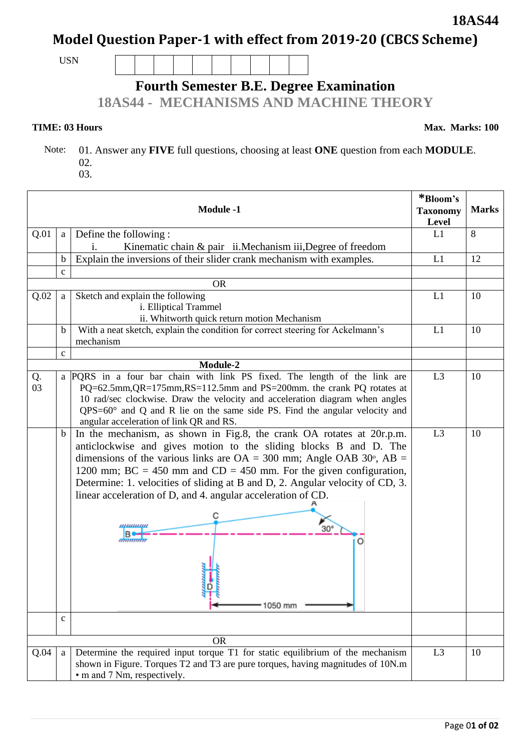# Model Question Paper-1 with effect from 2019-20 (CBCS Scheme)

USN | | | | | | | | | |

## Fourth Semester B.E. Degree Examination

## 18AS44 - MECHANISMS AND MACHINE THEORY

**TIME: 03 Hours** **Max. Marks: 100**

Note: 01. Answer any **FIVE** full questions, choosing at least **ONE** question from each **MODULE**.
02.
03.

| | | **Module -1** | ***Bloom's Taxonomy Level** | **Marks** |
|---|---|---|---|---|
| Q.01 | a | Define the following : i. Kinematic chain & pair ii.Mechanism iii,Degree of freedom | L1 | 8 |
| | b | Explain the inversions of their slider crank mechanism with examples. | L1 | 12 |
| | c | | | |
| | | OR | | |
| Q.02 | a | Sketch and explain the following i. Elliptical Trammel ii. Whitworth quick return motion Mechanism | L1 | 10 |
| | b | With a neat sketch, explain the condition for correct steering for Ackelmann's mechanism | L1 | 10 |
| | c | | | |
| | | **Module-2** | | |
| Q. 03 | a | PQRS in a four bar chain with link PS fixed. The length of the link are PQ=62.5mm,QR=175mm,RS=112.5mm and PS=200mm. the crank PQ rotates at 10 rad/sec clockwise. Draw the velocity and acceleration diagram when angles QPS=60° and Q and R lie on the same side PS. Find the angular velocity and angular acceleration of link QR and RS. | L3 | 10 |
| | b | In the mechanism, as shown in Fig.8, the crank OA rotates at 20r.p.m. anticlockwise and gives motion to the sliding blocks B and D. The dimensions of the various links are OA = 300 mm; Angle OAB 30°, AB = 1200 mm; BC = 450 mm and CD = 450 mm. For the given configuration, Determine: 1. velocities of sliding at B and D, 2. Angular velocity of CD, 3. linear acceleration of D, and 4. angular acceleration of CD. | L3 | 10 |
| | c | | | |
| | | OR | | |
| Q.04 | a | Determine the required input torque T1 for static equilibrium of the mechanism shown in Figure. Torques T2 and T3 are pure torques, having magnitudes of 10N.m • m and 7 Nm, respectively. | L3 | 10 |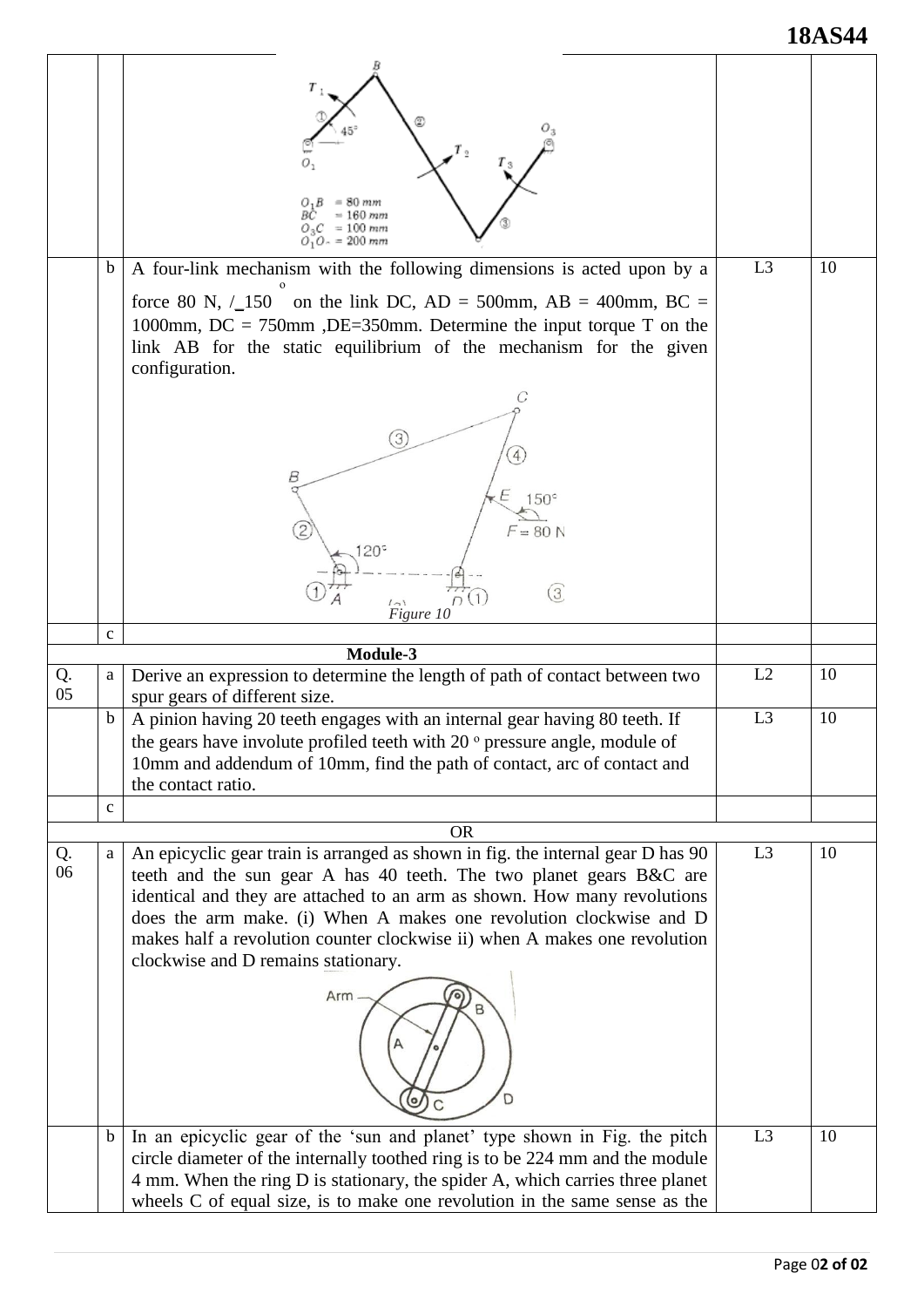| | | | | |
|---|---|---|---|---|
| | | $O_1B$ = 80 mm, $BC$ = 160 mm, $O_3C$ = 100 mm, $O_1O_3$ = 200 mm | | |
| | b | A four-link mechanism with the following dimensions is acted upon by a force 80 N, /_150 $^o$ on the link DC, AD = 500mm, AB = 400mm, BC = 1000mm, DC = 750mm ,DE=350mm. Determine the input torque T on the link AB for the static equilibrium of the mechanism for the given configuration. *Figure 10* | L3 | 10 |
| | c | | | |
| **Module-3** | | | | |
| Q. 05 | a | Derive an expression to determine the length of path of contact between two spur gears of different size. | L2 | 10 |
| | b | A pinion having 20 teeth engages with an internal gear having 80 teeth. If the gears have involute profiled teeth with 20 $^o$ pressure angle, module of 10mm and addendum of 10mm, find the path of contact, arc of contact and the contact ratio. | L3 | 10 |
| | c | | | |
| OR | | | | |
| Q. 06 | a | An epicyclic gear train is arranged as shown in fig. the internal gear D has 90 teeth and the sun gear A has 40 teeth. The two planet gears B&C are identical and they are attached to an arm as shown. How many revolutions does the arm make. (i) When A makes one revolution clockwise and D makes half a revolution counter clockwise ii) when A makes one revolution clockwise and D remains stationary. | L3 | 10 |
| | b | In an epicyclic gear of the 'sun and planet' type shown in Fig. the pitch circle diameter of the internally toothed ring is to be 224 mm and the module 4 mm. When the ring D is stationary, the spider A, which carries three planet wheels C of equal size, is to make one revolution in the same sense as the | L3 | 10 |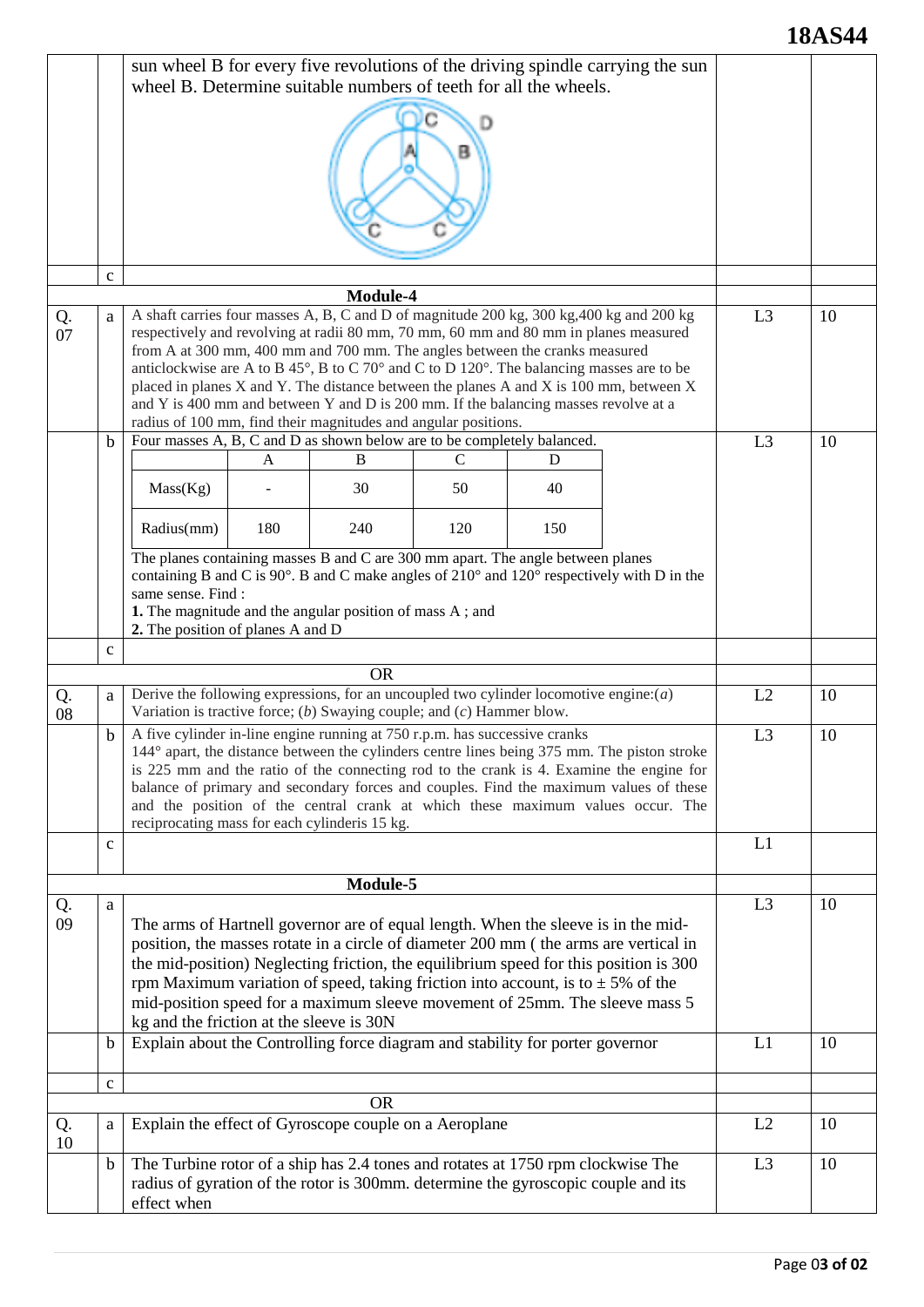sun wheel B for every five revolutions of the driving spindle carrying the sun wheel B. Determine suitable numbers of teeth for all the wheels.

| Q. | | Question | Level | Marks |
|---|---|---|---|---|
| | c | | | |
| | | **Module-4** | | |
| Q. 07 | a | A shaft carries four masses A, B, C and D of magnitude 200 kg, 300 kg,400 kg and 200 kg respectively and revolving at radii 80 mm, 70 mm, 60 mm and 80 mm in planes measured from A at 300 mm, 400 mm and 700 mm. The angles between the cranks measured anticlockwise are A to B 45°, B to C 70° and C to D 120°. The balancing masses are to be placed in planes X and Y. The distance between the planes A and X is 100 mm, between X and Y is 400 mm and between Y and D is 200 mm. If the balancing masses revolve at a radius of 100 mm, find their magnitudes and angular positions. | L3 | 10 |
| | b | Four masses A, B, C and D as shown below are to be completely balanced. (see table below) The planes containing masses B and C are 300 mm apart. The angle between planes containing B and C is 90°. B and C make angles of 210° and 120° respectively with D in the same sense. Find : **1.** The magnitude and the angular position of mass A ; and **2.** The position of planes A and D | L3 | 10 |
| | c | | | |
| | | OR | | |
| Q. 08 | a | Derive the following expressions, for an uncoupled two cylinder locomotive engine:(*a*) Variation is tractive force; (*b*) Swaying couple; and (*c*) Hammer blow. | L2 | 10 |
| | b | A five cylinder in-line engine running at 750 r.p.m. has successive cranks 144° apart, the distance between the cylinders centre lines being 375 mm. The piston stroke is 225 mm and the ratio of the connecting rod to the crank is 4. Examine the engine for balance of primary and secondary forces and couples. Find the maximum values of these and the position of the central crank at which these maximum values occur. The reciprocating mass for each cylinderis 15 kg. | L3 | 10 |
| | c | | L1 | |
| | | **Module-5** | | |
| Q. 09 | a | The arms of Hartnell governor are of equal length. When the sleeve is in the mid-position, the masses rotate in a circle of diameter 200 mm ( the arms are vertical in the mid-position) Neglecting friction, the equilibrium speed for this position is 300 rpm Maximum variation of speed, taking friction into account, is to ± 5% of the mid-position speed for a maximum sleeve movement of 25mm. The sleeve mass 5 kg and the friction at the sleeve is 30N | L3 | 10 |
| | b | Explain about the Controlling force diagram and stability for porter governor | L1 | 10 |
| | c | | | |
| | | OR | | |
| Q. 10 | a | Explain the effect of Gyroscope couple on a Aeroplane | L2 | 10 |
| | b | The Turbine rotor of a ship has 2.4 tones and rotates at 1750 rpm clockwise The radius of gyration of the rotor is 300mm. determine the gyroscopic couple and its effect when | L3 | 10 |

Table for Q.07 (b):

| | A | B | C | D |
|---|---|---|---|---|
| Mass(Kg) | - | 30 | 50 | 40 |
| Radius(mm) | 180 | 240 | 120 | 150 |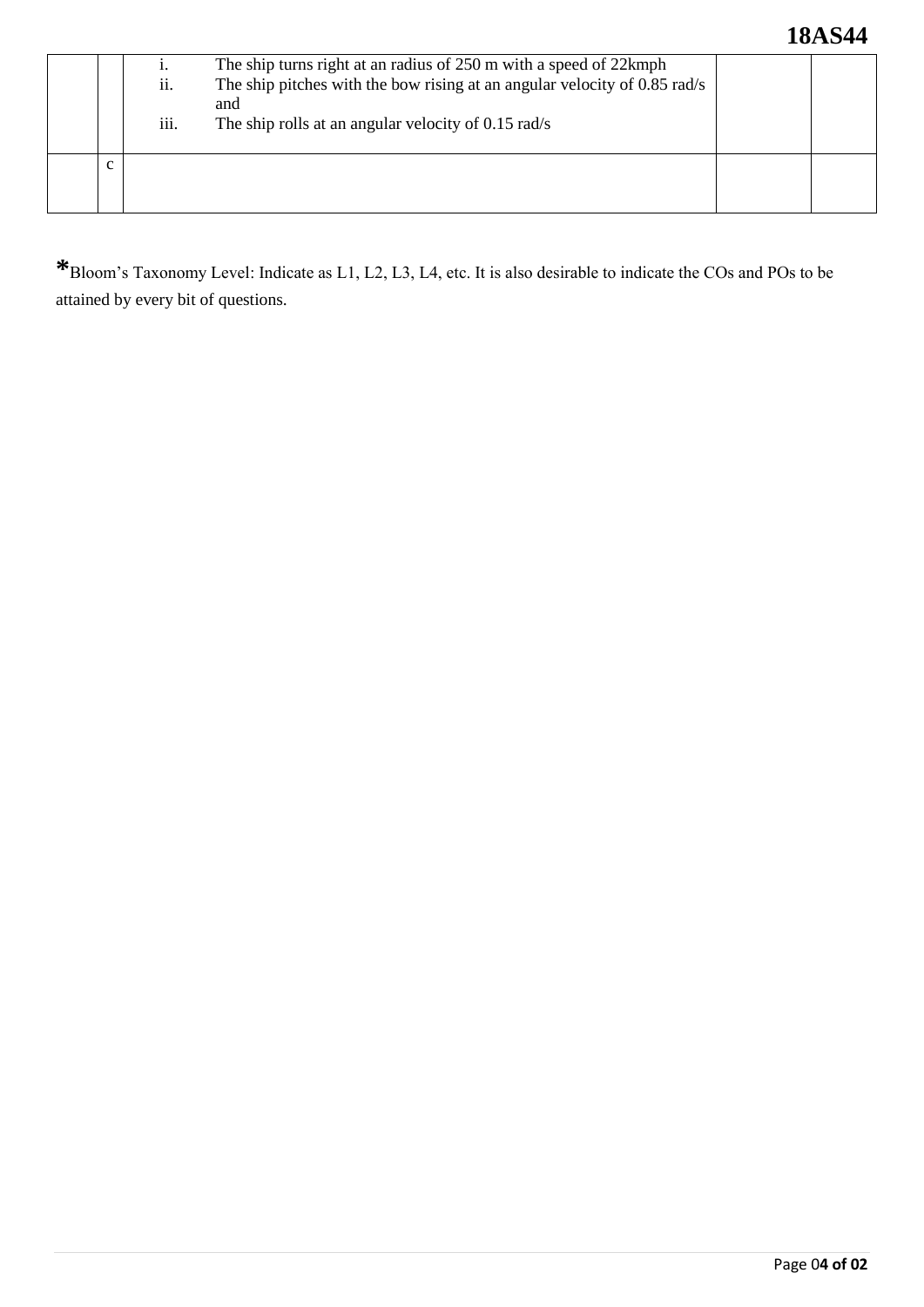| | | | | |
|---|---|---|---|---|
| | | i. The ship turns right at an radius of 250 m with a speed of 22kmph<br>ii. The ship pitches with the bow rising at an angular velocity of 0.85 rad/s and<br>iii. The ship rolls at an angular velocity of 0.15 rad/s | | |
| | c | | | |

*Bloom's Taxonomy Level: Indicate as L1, L2, L3, L4, etc. It is also desirable to indicate the COs and POs to be attained by every bit of questions.